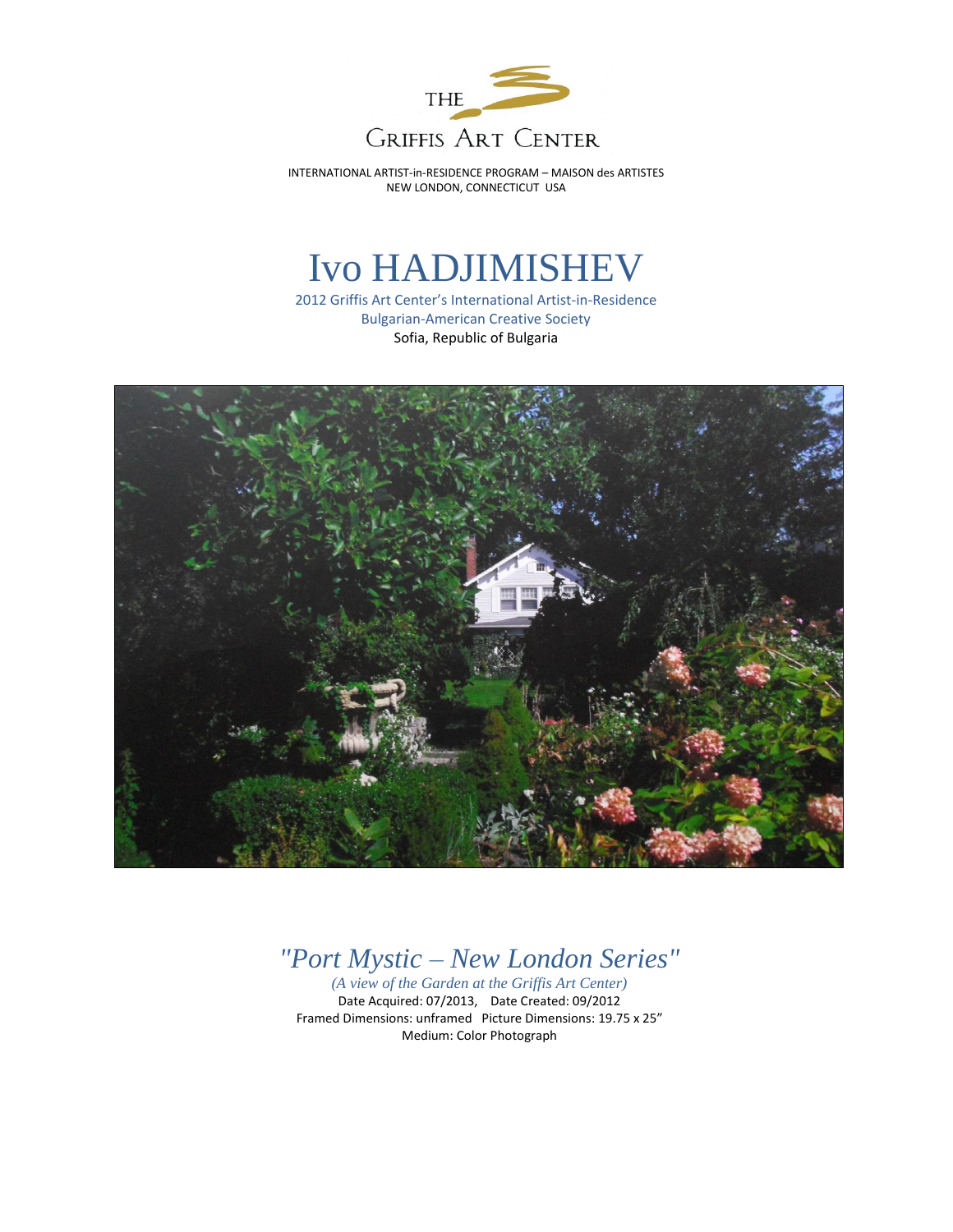THE

GRIFFIS ART CENTER

INTERNATIONAL ARTIST-in-RESIDENCE PROGRAM – MAISON des ARTISTES
NEW LONDON, CONNECTICUT USA

# Ivo HADJIMISHEV

2012 Griffis Art Center's International Artist-in-Residence
Bulgarian-American Creative Society
Sofia, Republic of Bulgaria

## *"Port Mystic – New London Series"*

*(A view of the Garden at the Griffis Art Center)*

Date Acquired: 07/2013, Date Created: 09/2012
Framed Dimensions: unframed Picture Dimensions: 19.75 x 25"
Medium: Color Photograph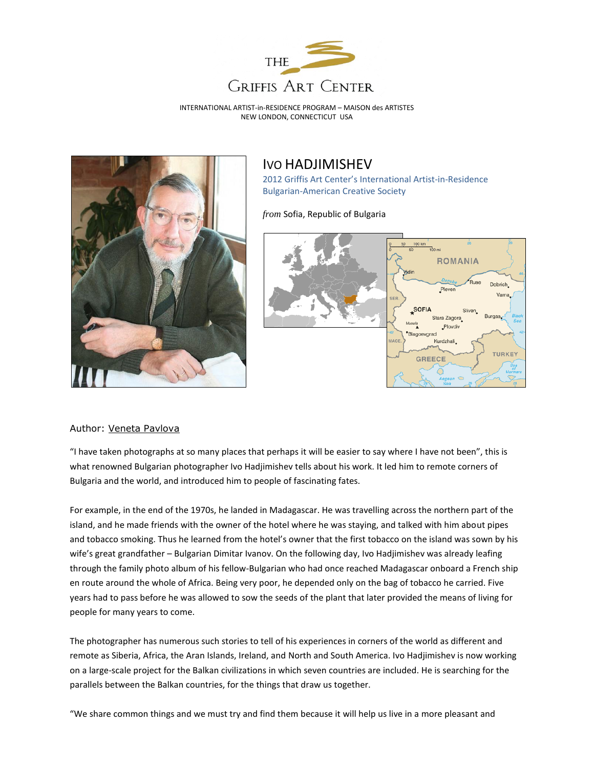THE

GRIFFIS ART CENTER

INTERNATIONAL ARTIST-in-RESIDENCE PROGRAM – MAISON des ARTISTES
NEW LONDON, CONNECTICUT USA

# IVO HADJIMISHEV

2012 Griffis Art Center's International Artist-in-Residence
Bulgarian-American Creative Society

*from* Sofia, Republic of Bulgaria

Author: Veneta Pavlova

"I have taken photographs at so many places that perhaps it will be easier to say where I have not been", this is what renowned Bulgarian photographer Ivo Hadjimishev tells about his work. It led him to remote corners of Bulgaria and the world, and introduced him to people of fascinating fates.

For example, in the end of the 1970s, he landed in Madagascar. He was travelling across the northern part of the island, and he made friends with the owner of the hotel where he was staying, and talked with him about pipes and tobacco smoking. Thus he learned from the hotel's owner that the first tobacco on the island was sown by his wife's great grandfather – Bulgarian Dimitar Ivanov. On the following day, Ivo Hadjimishev was already leafing through the family photo album of his fellow-Bulgarian who had once reached Madagascar onboard a French ship en route around the whole of Africa. Being very poor, he depended only on the bag of tobacco he carried. Five years had to pass before he was allowed to sow the seeds of the plant that later provided the means of living for people for many years to come.

The photographer has numerous such stories to tell of his experiences in corners of the world as different and remote as Siberia, Africa, the Aran Islands, Ireland, and North and South America. Ivo Hadjimishev is now working on a large-scale project for the Balkan civilizations in which seven countries are included. He is searching for the parallels between the Balkan countries, for the things that draw us together.

"We share common things and we must try and find them because it will help us live in a more pleasant and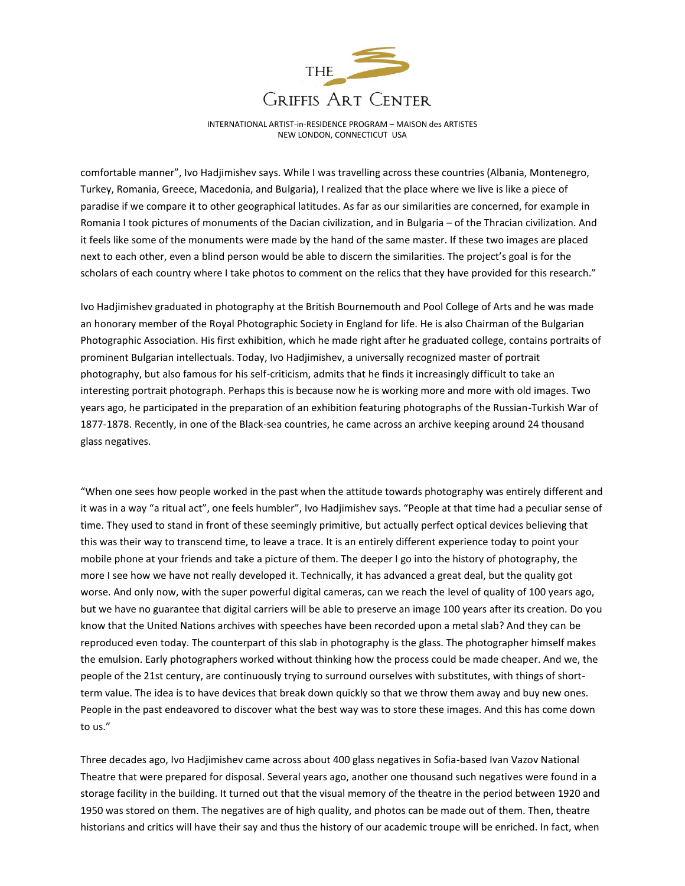comfortable manner", Ivo Hadjimishev says. While I was travelling across these countries (Albania, Montenegro, Turkey, Romania, Greece, Macedonia, and Bulgaria), I realized that the place where we live is like a piece of paradise if we compare it to other geographical latitudes. As far as our similarities are concerned, for example in Romania I took pictures of monuments of the Dacian civilization, and in Bulgaria – of the Thracian civilization. And it feels like some of the monuments were made by the hand of the same master. If these two images are placed next to each other, even a blind person would be able to discern the similarities. The project's goal is for the scholars of each country where I take photos to comment on the relics that they have provided for this research."

Ivo Hadjimishev graduated in photography at the British Bournemouth and Pool College of Arts and he was made an honorary member of the Royal Photographic Society in England for life. He is also Chairman of the Bulgarian Photographic Association. His first exhibition, which he made right after he graduated college, contains portraits of prominent Bulgarian intellectuals. Today, Ivo Hadjimishev, a universally recognized master of portrait photography, but also famous for his self-criticism, admits that he finds it increasingly difficult to take an interesting portrait photograph. Perhaps this is because now he is working more and more with old images. Two years ago, he participated in the preparation of an exhibition featuring photographs of the Russian-Turkish War of 1877-1878. Recently, in one of the Black-sea countries, he came across an archive keeping around 24 thousand glass negatives.

"When one sees how people worked in the past when the attitude towards photography was entirely different and it was in a way "a ritual act", one feels humbler", Ivo Hadjimishev says. "People at that time had a peculiar sense of time. They used to stand in front of these seemingly primitive, but actually perfect optical devices believing that this was their way to transcend time, to leave a trace. It is an entirely different experience today to point your mobile phone at your friends and take a picture of them. The deeper I go into the history of photography, the more I see how we have not really developed it. Technically, it has advanced a great deal, but the quality got worse. And only now, with the super powerful digital cameras, can we reach the level of quality of 100 years ago, but we have no guarantee that digital carriers will be able to preserve an image 100 years after its creation. Do you know that the United Nations archives with speeches have been recorded upon a metal slab? And they can be reproduced even today. The counterpart of this slab in photography is the glass. The photographer himself makes the emulsion. Early photographers worked without thinking how the process could be made cheaper. And we, the people of the 21st century, are continuously trying to surround ourselves with substitutes, with things of short-term value. The idea is to have devices that break down quickly so that we throw them away and buy new ones. People in the past endeavored to discover what the best way was to store these images. And this has come down to us."

Three decades ago, Ivo Hadjimishev came across about 400 glass negatives in Sofia-based Ivan Vazov National Theatre that were prepared for disposal. Several years ago, another one thousand such negatives were found in a storage facility in the building. It turned out that the visual memory of the theatre in the period between 1920 and 1950 was stored on them. The negatives are of high quality, and photos can be made out of them. Then, theatre historians and critics will have their say and thus the history of our academic troupe will be enriched. In fact, when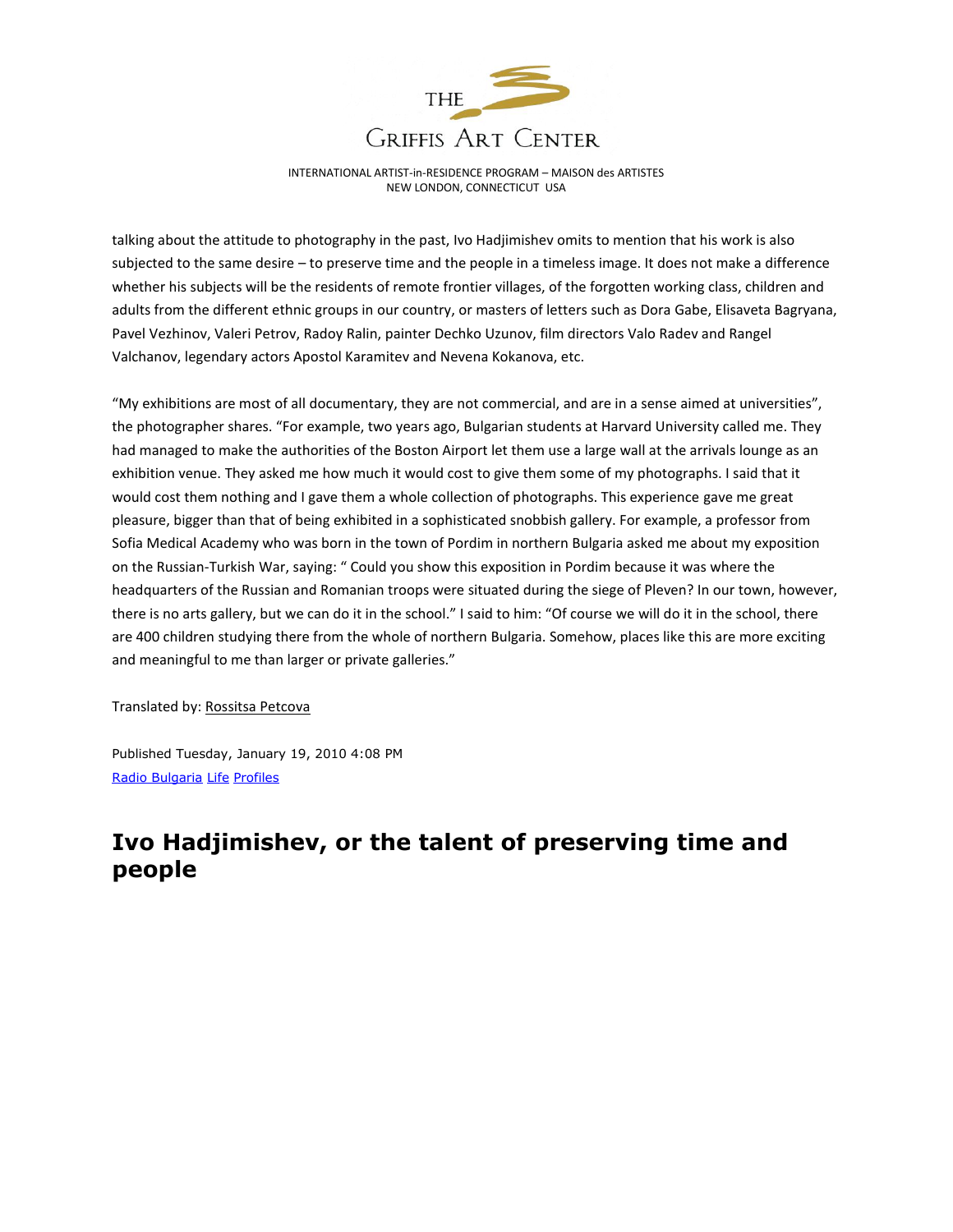talking about the attitude to photography in the past, Ivo Hadjimishev omits to mention that his work is also subjected to the same desire – to preserve time and the people in a timeless image. It does not make a difference whether his subjects will be the residents of remote frontier villages, of the forgotten working class, children and adults from the different ethnic groups in our country, or masters of letters such as Dora Gabe, Elisaveta Bagryana, Pavel Vezhinov, Valeri Petrov, Radoy Ralin, painter Dechko Uzunov, film directors Valo Radev and Rangel Valchanov, legendary actors Apostol Karamitev and Nevena Kokanova, etc.

"My exhibitions are most of all documentary, they are not commercial, and are in a sense aimed at universities", the photographer shares. "For example, two years ago, Bulgarian students at Harvard University called me. They had managed to make the authorities of the Boston Airport let them use a large wall at the arrivals lounge as an exhibition venue. They asked me how much it would cost to give them some of my photographs. I said that it would cost them nothing and I gave them a whole collection of photographs. This experience gave me great pleasure, bigger than that of being exhibited in a sophisticated snobbish gallery. For example, a professor from Sofia Medical Academy who was born in the town of Pordim in northern Bulgaria asked me about my exposition on the Russian-Turkish War, saying: " Could you show this exposition in Pordim because it was where the headquarters of the Russian and Romanian troops were situated during the siege of Pleven? In our town, however, there is no arts gallery, but we can do it in the school." I said to him: "Of course we will do it in the school, there are 400 children studying there from the whole of northern Bulgaria. Somehow, places like this are more exciting and meaningful to me than larger or private galleries."

Translated by: Rossitsa Petcova

Published Tuesday, January 19, 2010 4:08 PM
Radio Bulgaria Life Profiles

# Ivo Hadjimishev, or the talent of preserving time and people